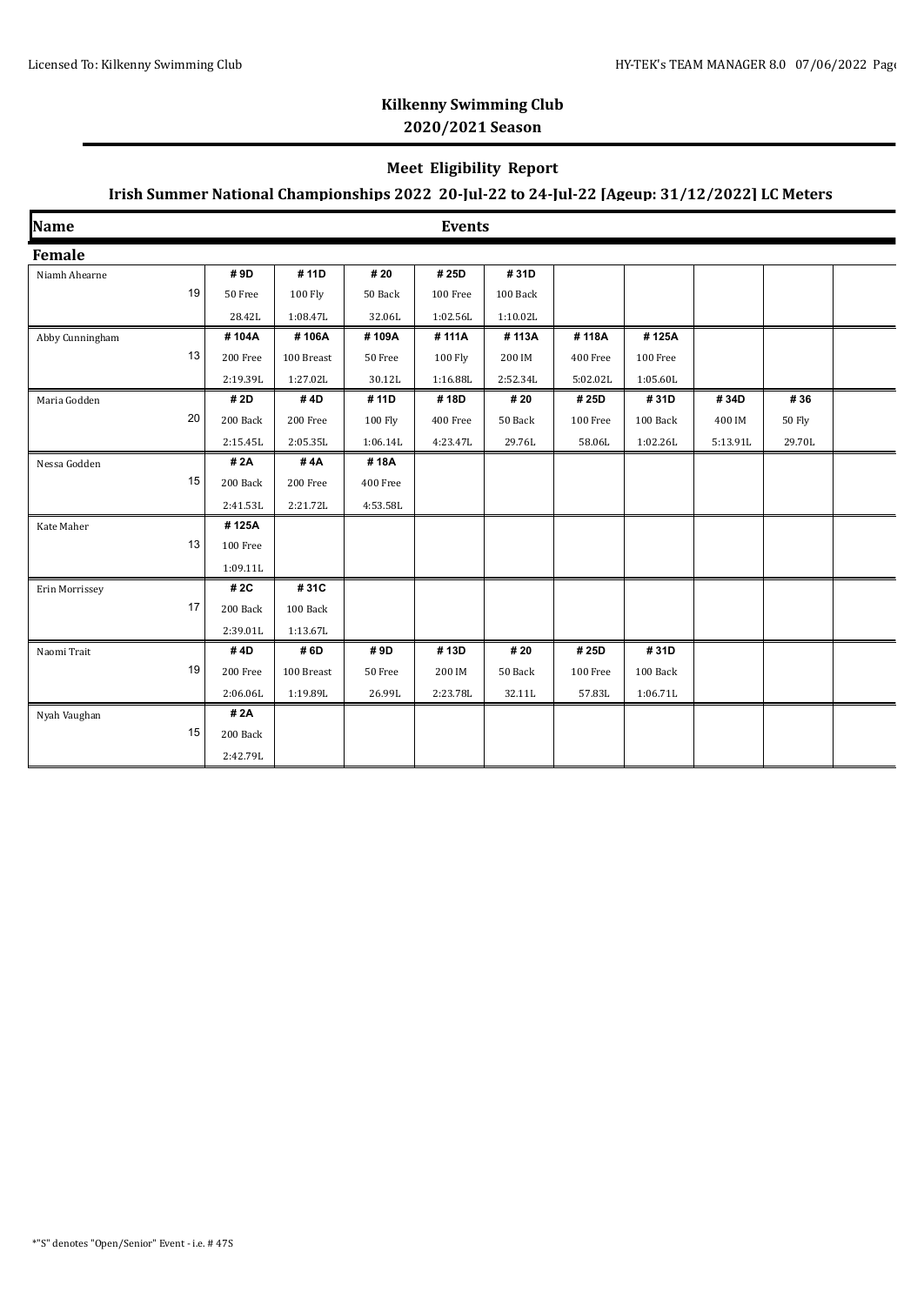# Kilkenny Swimming Club

## 2020/2021 Season

### Meet Eligibility Report

### Irish Summer National Championships 2022 20-Jul-22 to 24-Jul-22 [Ageup: 31/12/2022] LC Meters

| Name | | Events | | | | | | | | |
|---|---|---|---|---|---|---|---|---|---|---|
| **Female** | | | | | | | | | | |
| Niamh Ahearne | | # 9D | # 11D | # 20 | # 25D | # 31D | | | | |
| | 19 | 50 Free | 100 Fly | 50 Back | 100 Free | 100 Back | | | | |
| | | 28.42L | 1:08.47L | 32.06L | 1:02.56L | 1:10.02L | | | | |
| Abby Cunningham | | # 104A | # 106A | # 109A | # 111A | # 113A | # 118A | # 125A | | |
| | 13 | 200 Free | 100 Breast | 50 Free | 100 Fly | 200 IM | 400 Free | 100 Free | | |
| | | 2:19.39L | 1:27.02L | 30.12L | 1:16.88L | 2:52.34L | 5:02.02L | 1:05.60L | | |
| Maria Godden | | # 2D | # 4D | # 11D | # 18D | # 20 | # 25D | # 31D | # 34D | # 36 |
| | 20 | 200 Back | 200 Free | 100 Fly | 400 Free | 50 Back | 100 Free | 100 Back | 400 IM | 50 Fly |
| | | 2:15.45L | 2:05.35L | 1:06.14L | 4:23.47L | 29.76L | 58.06L | 1:02.26L | 5:13.91L | 29.70L |
| Nessa Godden | | # 2A | # 4A | # 18A | | | | | | |
| | 15 | 200 Back | 200 Free | 400 Free | | | | | | |
| | | 2:41.53L | 2:21.72L | 4:53.58L | | | | | | |
| Kate Maher | | # 125A | | | | | | | | |
| | 13 | 100 Free | | | | | | | | |
| | | 1:09.11L | | | | | | | | |
| Erin Morrissey | | # 2C | # 31C | | | | | | | |
| | 17 | 200 Back | 100 Back | | | | | | | |
| | | 2:39.01L | 1:13.67L | | | | | | | |
| Naomi Trait | | # 4D | # 6D | # 9D | # 13D | # 20 | # 25D | # 31D | | |
| | 19 | 200 Free | 100 Breast | 50 Free | 200 IM | 50 Back | 100 Free | 100 Back | | |
| | | 2:06.06L | 1:19.89L | 26.99L | 2:23.78L | 32.11L | 57.83L | 1:06.71L | | |
| Nyah Vaughan | | # 2A | | | | | | | | |
| | 15 | 200 Back | | | | | | | | |
| | | 2:42.79L | | | | | | | | |

*"S" denotes "Open/Senior" Event - i.e. # 47S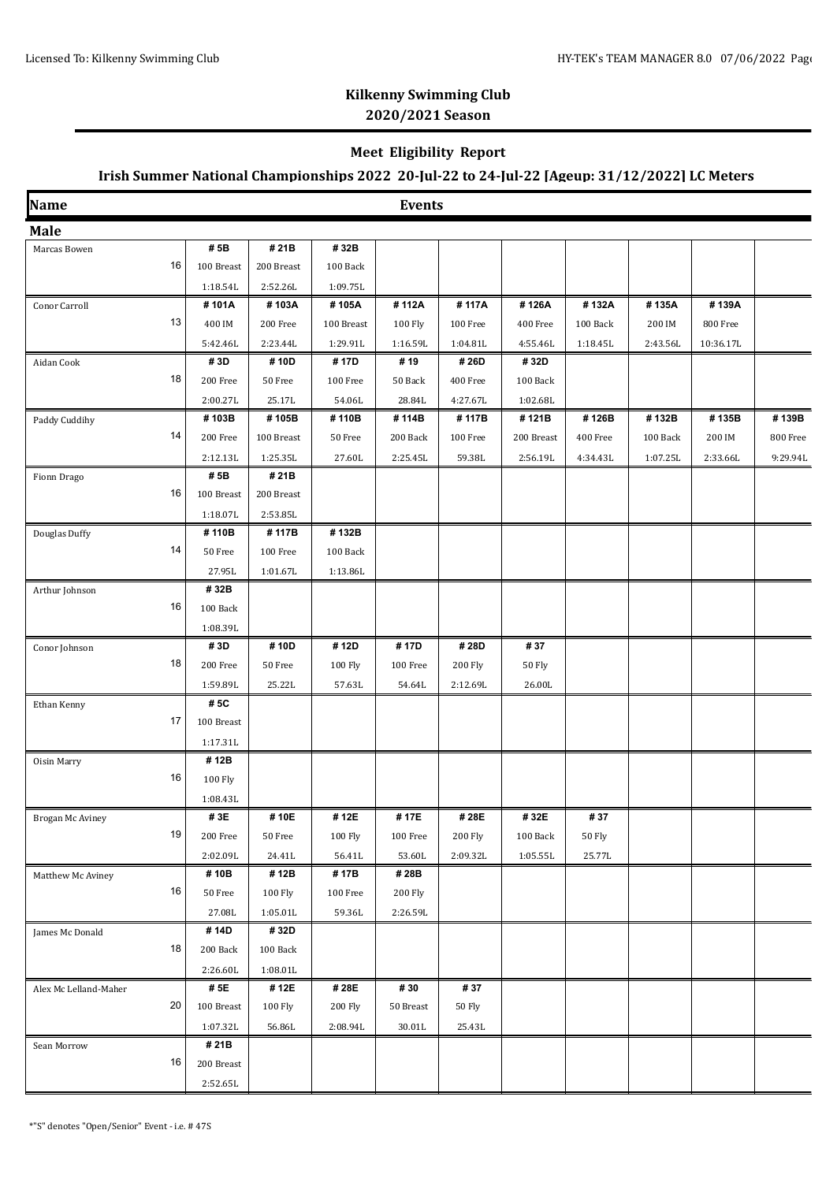## Kilkenny Swimming Club
## 2020/2021 Season

### Meet Eligibility Report

### Irish Summer National Championships 2022 20-Jul-22 to 24-Jul-22 [Ageup: 31/12/2022] LC Meters

| Name | Age | Events | | | | | | | | | |
|---|---|---|---|---|---|---|---|---|---|---|---|
| **Male** | | | | | | | | | | | |
| Marcas Bowen | 16 | # 5B<br>100 Breast<br>1:18.54L | # 21B<br>200 Breast<br>2:52.26L | # 32B<br>100 Back<br>1:09.75L | | | | | | | |
| Conor Carroll | 13 | # 101A<br>400 IM<br>5:42.46L | # 103A<br>200 Free<br>2:23.44L | # 105A<br>100 Breast<br>1:29.91L | # 112A<br>100 Fly<br>1:16.59L | # 117A<br>100 Free<br>1:04.81L | # 126A<br>400 Free<br>4:55.46L | # 132A<br>100 Back<br>1:18.45L | # 135A<br>200 IM<br>2:43.56L | # 139A<br>800 Free<br>10:36.17L | |
| Aidan Cook | 18 | # 3D<br>200 Free<br>2:00.27L | # 10D<br>50 Free<br>25.17L | # 17D<br>100 Free<br>54.06L | # 19<br>50 Back<br>28.84L | # 26D<br>400 Free<br>4:27.67L | # 32D<br>100 Back<br>1:02.68L | | | | |
| Paddy Cuddihy | 14 | # 103B<br>200 Free<br>2:12.13L | # 105B<br>100 Breast<br>1:25.35L | # 110B<br>50 Free<br>27.60L | # 114B<br>200 Back<br>2:25.45L | # 117B<br>100 Free<br>59.38L | # 121B<br>200 Breast<br>2:56.19L | # 126B<br>400 Free<br>4:34.43L | # 132B<br>100 Back<br>1:07.25L | # 135B<br>200 IM<br>2:33.66L | # 139B<br>800 Free<br>9:29.94L |
| Fionn Drago | 16 | # 5B<br>100 Breast<br>1:18.07L | # 21B<br>200 Breast<br>2:53.85L | | | | | | | | |
| Douglas Duffy | 14 | # 110B<br>50 Free<br>27.95L | # 117B<br>100 Free<br>1:01.67L | # 132B<br>100 Back<br>1:13.86L | | | | | | | |
| Arthur Johnson | 16 | # 32B<br>100 Back<br>1:08.39L | | | | | | | | | |
| Conor Johnson | 18 | # 3D<br>200 Free<br>1:59.89L | # 10D<br>50 Free<br>25.22L | # 12D<br>100 Fly<br>57.63L | # 17D<br>100 Free<br>54.64L | # 28D<br>200 Fly<br>2:12.69L | # 37<br>50 Fly<br>26.00L | | | | |
| Ethan Kenny | 17 | # 5C<br>100 Breast<br>1:17.31L | | | | | | | | | |
| Oisin Marry | 16 | # 12B<br>100 Fly<br>1:08.43L | | | | | | | | | |
| Brogan Mc Aviney | 19 | # 3E<br>200 Free<br>2:02.09L | # 10E<br>50 Free<br>24.41L | # 12E<br>100 Fly<br>56.41L | # 17E<br>100 Free<br>53.60L | # 28E<br>200 Fly<br>2:09.32L | # 32E<br>100 Back<br>1:05.55L | # 37<br>50 Fly<br>25.77L | | | |
| Matthew Mc Aviney | 16 | # 10B<br>50 Free<br>27.08L | # 12B<br>100 Fly<br>1:05.01L | # 17B<br>100 Free<br>59.36L | # 28B<br>200 Fly<br>2:26.59L | | | | | | |
| James Mc Donald | 18 | # 14D<br>200 Back<br>2:26.60L | # 32D<br>100 Back<br>1:08.01L | | | | | | | | |
| Alex Mc Lelland-Maher | 20 | # 5E<br>100 Breast<br>1:07.32L | # 12E<br>100 Fly<br>56.86L | # 28E<br>200 Fly<br>2:08.94L | # 30<br>50 Breast<br>30.01L | # 37<br>50 Fly<br>25.43L | | | | | |
| Sean Morrow | 16 | # 21B<br>200 Breast<br>2:52.65L | | | | | | | | | |

*"S" denotes "Open/Senior" Event - i.e. # 47S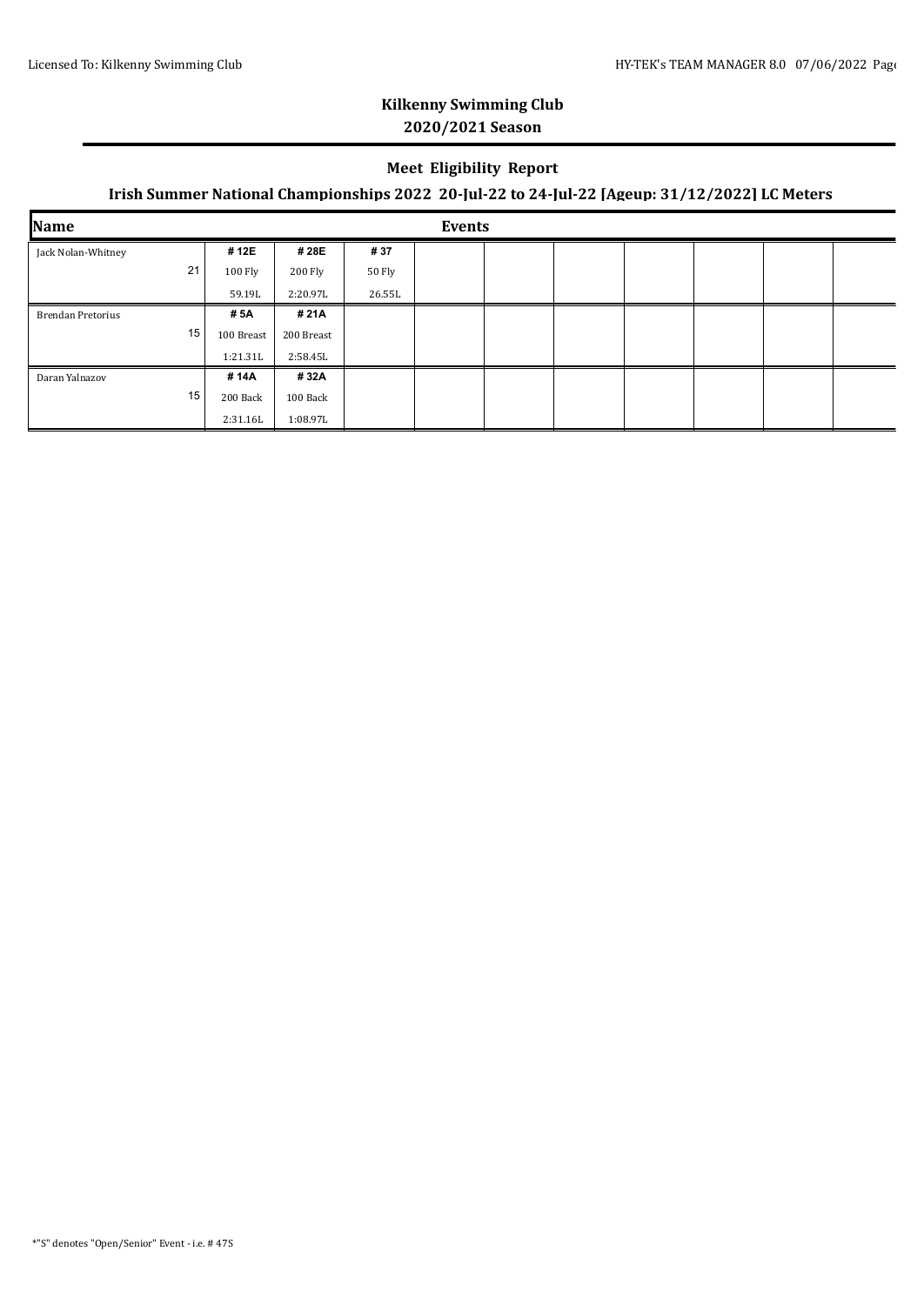## Kilkenny Swimming Club
## 2020/2021 Season

### Meet Eligibility Report

### Irish Summer National Championships 2022 20-Jul-22 to 24-Jul-22 [Ageup: 31/12/2022] LC Meters

| Name | | Events | | | | | | | | |
|---|---|---|---|---|---|---|---|---|---|---|
| Jack Nolan-Whitney | 21 | # 12E<br>100 Fly<br>59.19L | # 28E<br>200 Fly<br>2:20.97L | # 37<br>50 Fly<br>26.55L | | | | | | |
| Brendan Pretorius | 15 | # 5A<br>100 Breast<br>1:21.31L | # 21A<br>200 Breast<br>2:58.45L | | | | | | | |
| Daran Yalnazov | 15 | # 14A<br>200 Back<br>2:31.16L | # 32A<br>100 Back<br>1:08.97L | | | | | | | |

*"S" denotes "Open/Senior" Event - i.e. # 47S